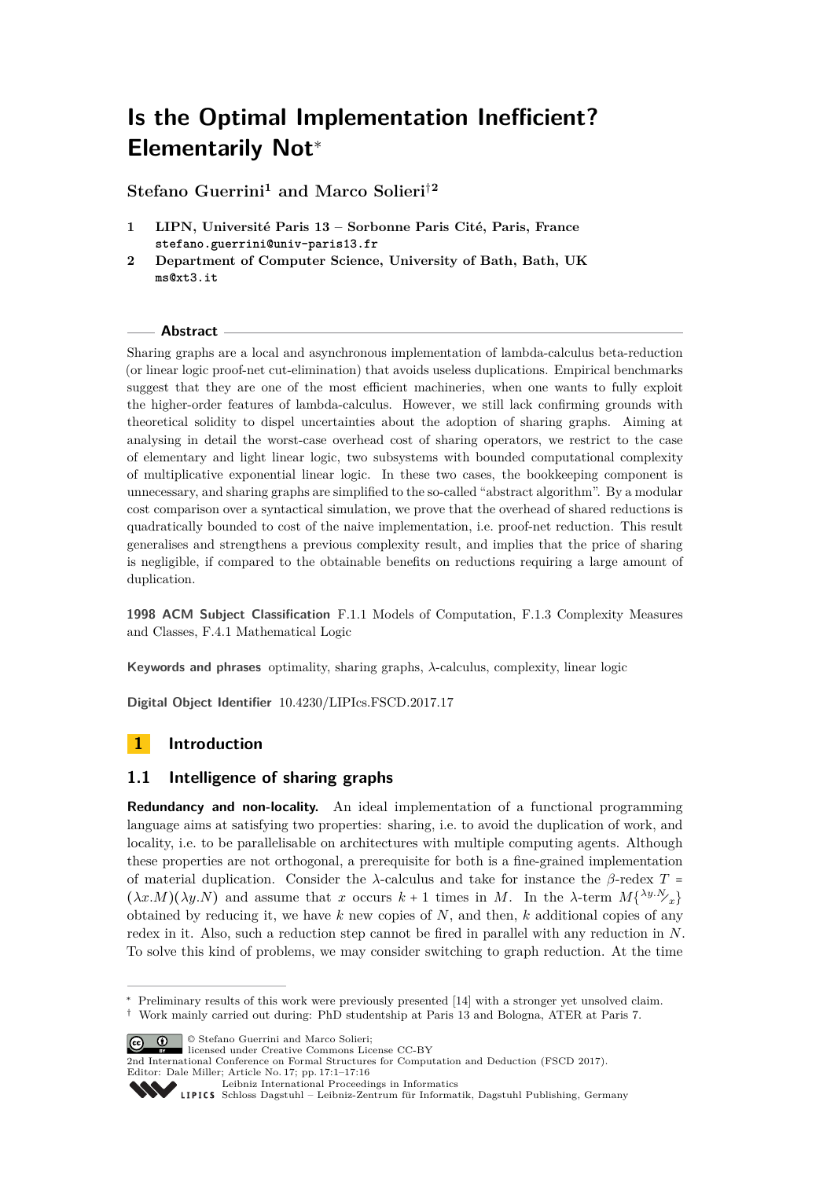# Is the Optimal Implementation Inefficient? Elementarily Not[*]

**Stefano Guerrini[1] and Marco Solieri[†2]**

1. **LIPN, Université Paris 13 – Sorbonne Paris Cité, Paris, France**
   `stefano.guerrini@univ-paris13.fr`
2. **Department of Computer Science, University of Bath, Bath, UK**
   `ms@xt3.it`

## Abstract

Sharing graphs are a local and asynchronous implementation of lambda-calculus beta-reduction (or linear logic proof-net cut-elimination) that avoids useless duplications. Empirical benchmarks suggest that they are one of the most efficient machineries, when one wants to fully exploit the higher-order features of lambda-calculus. However, we still lack confirming grounds with theoretical solidity to dispel uncertainties about the adoption of sharing graphs. Aiming at analysing in detail the worst-case overhead cost of sharing operators, we restrict to the case of elementary and light linear logic, two subsystems with bounded computational complexity of multiplicative exponential linear logic. In these two cases, the bookkeeping component is unnecessary, and sharing graphs are simplified to the so-called "abstract algorithm". By a modular cost comparison over a syntactical simulation, we prove that the overhead of shared reductions is quadratically bounded to cost of the naive implementation, i.e. proof-net reduction. This result generalises and strengthens a previous complexity result, and implies that the price of sharing is negligible, if compared to the obtainable benefits on reductions requiring a large amount of duplication.

**1998 ACM Subject Classification** F.1.1 Models of Computation, F.1.3 Complexity Measures and Classes, F.4.1 Mathematical Logic

**Keywords and phrases** optimality, sharing graphs, λ-calculus, complexity, linear logic

**Digital Object Identifier** 10.4230/LIPIcs.FSCD.2017.17

## 1 Introduction

### 1.1 Intelligence of sharing graphs

**Redundancy and non-locality.** An ideal implementation of a functional programming language aims at satisfying two properties: sharing, i.e. to avoid the duplication of work, and locality, i.e. to be parallelisable on architectures with multiple computing agents. Although these properties are not orthogonal, a prerequisite for both is a fine-grained implementation of material duplication. Consider the λ-calculus and take for instance the β-redex $T = (\lambda x.M)(\lambda y.N)$ and assume that $x$ occurs $k+1$ times in $M$. In the λ-term $M\{^{\lambda y.N}/_{x}\}$ obtained by reducing it, we have $k$ new copies of $N$, and then, $k$ additional copies of any redex in it. Also, such a reduction step cannot be fired in parallel with any reduction in $N$. To solve this kind of problems, we may consider switching to graph reduction. At the time

---

[*] Preliminary results of this work were previously presented [14] with a stronger yet unsolved claim.

[†] Work mainly carried out during: PhD studentship at Paris 13 and Bologna, ATER at Paris 7.

© Stefano Guerrini and Marco Solieri; licensed under Creative Commons License CC-BY
2nd International Conference on Formal Structures for Computation and Deduction (FSCD 2017).
Editor: Dale Miller; Article No. 17; pp. 17:1–17:16
Leibniz International Proceedings in Informatics
Schloss Dagstuhl – Leibniz-Zentrum für Informatik, Dagstuhl Publishing, Germany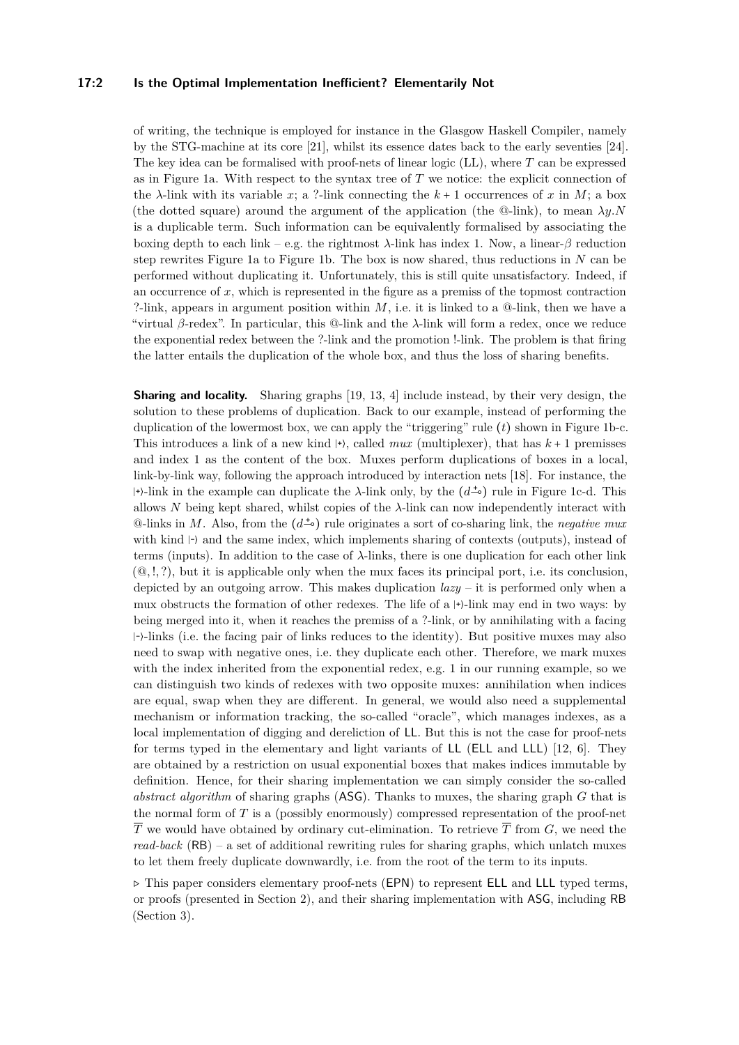of writing, the technique is employed for instance in the Glasgow Haskell Compiler, namely by the STG-machine at its core [21], whilst its essence dates back to the early seventies [24]. The key idea can be formalised with proof-nets of linear logic (LL), where $T$ can be expressed as in Figure 1a. With respect to the syntax tree of $T$ we notice: the explicit connection of the $\lambda$-link with its variable $x$; a ?-link connecting the $k+1$ occurrences of $x$ in $M$; a box (the dotted square) around the argument of the application (the @-link), to mean $\lambda y.N$ is a duplicable term. Such information can be equivalently formalised by associating the boxing depth to each link – e.g. the rightmost $\lambda$-link has index 1. Now, a linear-$\beta$ reduction step rewrites Figure 1a to Figure 1b. The box is now shared, thus reductions in $N$ can be performed without duplicating it. Unfortunately, this is still quite unsatisfactory. Indeed, if an occurrence of $x$, which is represented in the figure as a premiss of the topmost contraction ?-link, appears in argument position within $M$, i.e. it is linked to a @-link, then we have a "virtual $\beta$-redex". In particular, this @-link and the $\lambda$-link will form a redex, once we reduce the exponential redex between the ?-link and the promotion !-link. The problem is that firing the latter entails the duplication of the whole box, and thus the loss of sharing benefits.

**Sharing and locality.** Sharing graphs [19, 13, 4] include instead, by their very design, the solution to these problems of duplication. Back to our example, instead of performing the duplication of the lowermost box, we can apply the "triggering" rule $(t)$ shown in Figure 1b-c. This introduces a link of a new kind $\langle\!\!+\rangle$, called *mux* (multiplexer), that has $k+1$ premisses and index 1 as the content of the box. Muxes perform duplications of boxes in a local, link-by-link way, following the approach introduced by interaction nets [18]. For instance, the $\langle\!\!+\rangle$-link in the example can duplicate the $\lambda$-link only, by the $(d^{+}_{\multimap})$ rule in Figure 1c-d. This allows $N$ being kept shared, whilst copies of the $\lambda$-link can now independently interact with @-links in $M$. Also, from the $(d^{+}_{\multimap})$ rule originates a sort of co-sharing link, the *negative mux* with kind $\langle\!\!-\rangle$ and the same index, which implements sharing of contexts (outputs), instead of terms (inputs). In addition to the case of $\lambda$-links, there is one duplication for each other link $(@, !, ?)$, but it is applicable only when the mux faces its principal port, i.e. its conclusion, depicted by an outgoing arrow. This makes duplication *lazy* – it is performed only when a mux obstructs the formation of other redexes. The life of a $\langle\!\!+\rangle$-link may end in two ways: by being merged into it, when it reaches the premiss of a ?-link, or by annihilating with a facing $\langle\!\!-\rangle$-links (i.e. the facing pair of links reduces to the identity). But positive muxes may also need to swap with negative ones, i.e. they duplicate each other. Therefore, we mark muxes with the index inherited from the exponential redex, e.g. 1 in our running example, so we can distinguish two kinds of redexes with two opposite muxes: annihilation when indices are equal, swap when they are different. In general, we would also need a supplemental mechanism or information tracking, the so-called "oracle", which manages indexes, as a local implementation of digging and dereliction of LL. But this is not the case for proof-nets for terms typed in the elementary and light variants of LL (ELL and LLL) [12, 6]. They are obtained by a restriction on usual exponential boxes that makes indices immutable by definition. Hence, for their sharing implementation we can simply consider the so-called *abstract algorithm* of sharing graphs (ASG). Thanks to muxes, the sharing graph $G$ that is the normal form of $T$ is a (possibly enormously) compressed representation of the proof-net $\overline{T}$ we would have obtained by ordinary cut-elimination. To retrieve $\overline{T}$ from $G$, we need the *read-back* (RB) – a set of additional rewriting rules for sharing graphs, which unlatch muxes to let them freely duplicate downwardly, i.e. from the root of the term to its inputs.

▷ This paper considers elementary proof-nets (EPN) to represent ELL and LLL typed terms, or proofs (presented in Section 2), and their sharing implementation with ASG, including RB (Section 3).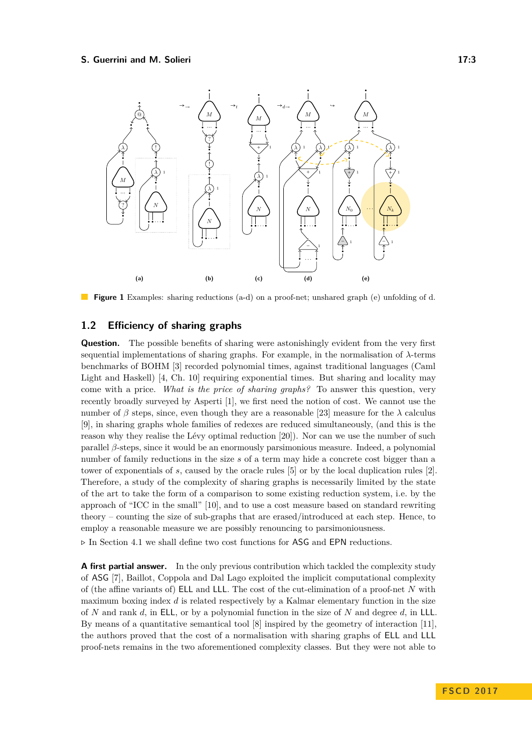**Figure 1** Examples: sharing reductions (a-d) on a proof-net; unshared graph (e) unfolding of d.

## 1.2 Efficiency of sharing graphs

**Question.** The possible benefits of sharing were astonishingly evident from the very first sequential implementations of sharing graphs. For example, in the normalisation of $\lambda$-terms benchmarks of BOHM [3] recorded polynomial times, against traditional languages (Caml Light and Haskell) [4, Ch. 10] requiring exponential times. But sharing and locality may come with a price. *What is the price of sharing graphs?* To answer this question, very recently broadly surveyed by Asperti [1], we first need the notion of cost. We cannot use the number of $\beta$ steps, since, even though they are a reasonable [23] measure for the $\lambda$ calculus [9], in sharing graphs whole families of redexes are reduced simultaneously, (and this is the reason why they realise the Lévy optimal reduction [20]). Nor can we use the number of such parallel $\beta$-steps, since it would be an enormously parsimonious measure. Indeed, a polynomial number of family reductions in the size $s$ of a term may hide a concrete cost bigger than a tower of exponentials of $s$, caused by the oracle rules [5] or by the local duplication rules [2]. Therefore, a study of the complexity of sharing graphs is necessarily limited by the state of the art to take the form of a comparison to some existing reduction system, i.e. by the approach of “ICC in the small” [10], and to use a cost measure based on standard rewriting theory – counting the size of sub-graphs that are erased/introduced at each step. Hence, to employ a reasonable measure we are possibly renouncing to parsimoniousness.

▷ In Section 4.1 we shall define two cost functions for ASG and EPN reductions.

**A first partial answer.** In the only previous contribution which tackled the complexity study of ASG [7], Baillot, Coppola and Dal Lago exploited the implicit computational complexity of (the affine variants of) ELL and LLL. The cost of the cut-elimination of a proof-net $N$ with maximum boxing index $d$ is related respectively by a Kalmar elementary function in the size of $N$ and rank $d$, in ELL, or by a polynomial function in the size of $N$ and degree $d$, in LLL. By means of a quantitative semantical tool [8] inspired by the geometry of interaction [11], the authors proved that the cost of a normalisation with sharing graphs of ELL and LLL proof-nets remains in the two aforementioned complexity classes. But they were not able to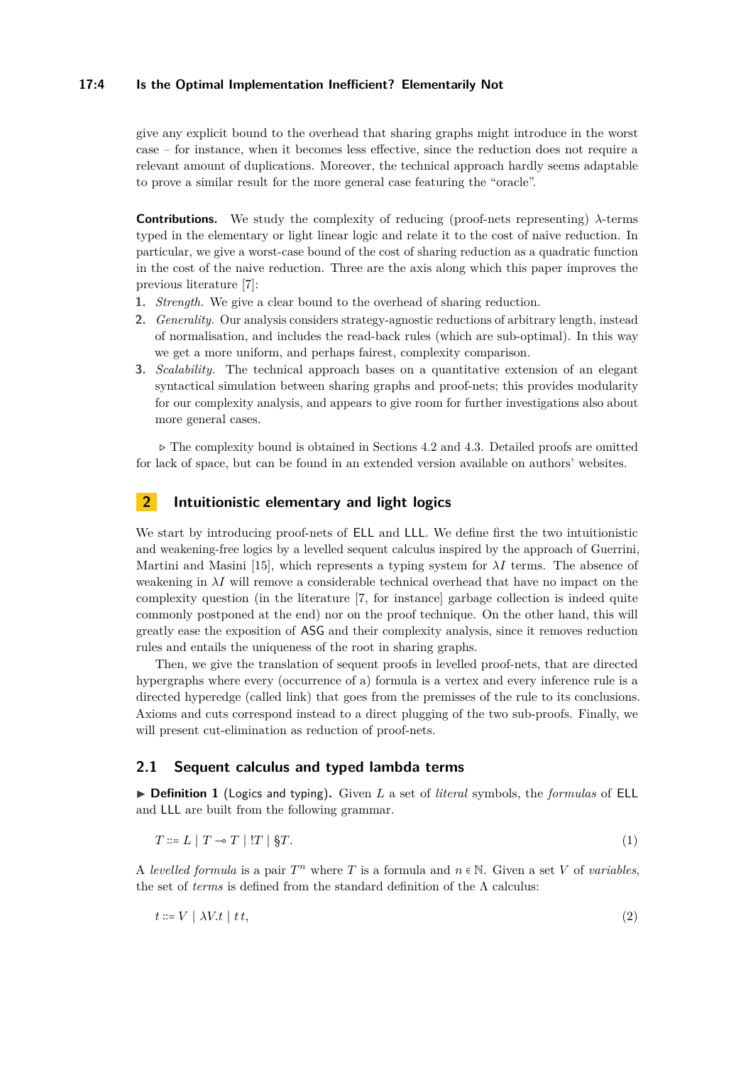give any explicit bound to the overhead that sharing graphs might introduce in the worst case – for instance, when it becomes less effective, since the reduction does not require a relevant amount of duplications. Moreover, the technical approach hardly seems adaptable to prove a similar result for the more general case featuring the "oracle".

**Contributions.** We study the complexity of reducing (proof-nets representing) $\lambda$-terms typed in the elementary or light linear logic and relate it to the cost of naive reduction. In particular, we give a worst-case bound of the cost of sharing reduction as a quadratic function in the cost of the naive reduction. Three are the axis along which this paper improves the previous literature [7]:

1. *Strength.* We give a clear bound to the overhead of sharing reduction.
2. *Generality.* Our analysis considers strategy-agnostic reductions of arbitrary length, instead of normalisation, and includes the read-back rules (which are sub-optimal). In this way we get a more uniform, and perhaps fairest, complexity comparison.
3. *Scalability.* The technical approach bases on a quantitative extension of an elegant syntactical simulation between sharing graphs and proof-nets; this provides modularity for our complexity analysis, and appears to give room for further investigations also about more general cases.

▹ The complexity bound is obtained in Sections 4.2 and 4.3. Detailed proofs are omitted for lack of space, but can be found in an extended version available on authors' websites.

## 2 Intuitionistic elementary and light logics

We start by introducing proof-nets of ELL and LLL. We define first the two intuitionistic and weakening-free logics by a levelled sequent calculus inspired by the approach of Guerrini, Martini and Masini [15], which represents a typing system for $\lambda I$ terms. The absence of weakening in $\lambda I$ will remove a considerable technical overhead that have no impact on the complexity question (in the literature [7, for instance] garbage collection is indeed quite commonly postponed at the end) nor on the proof technique. On the other hand, this will greatly ease the exposition of ASG and their complexity analysis, since it removes reduction rules and entails the uniqueness of the root in sharing graphs.

Then, we give the translation of sequent proofs in levelled proof-nets, that are directed hypergraphs where every (occurrence of a) formula is a vertex and every inference rule is a directed hyperedge (called link) that goes from the premisses of the rule to its conclusions. Axioms and cuts correspond instead to a direct plugging of the two sub-proofs. Finally, we will present cut-elimination as reduction of proof-nets.

### 2.1 Sequent calculus and typed lambda terms

▸ **Definition 1** (Logics and typing). Given $L$ a set of *literal* symbols, the *formulas* of ELL and LLL are built from the following grammar.

$$T ::= L \mid T \multimap T \mid !T \mid \S T. \tag{1}$$

A *levelled formula* is a pair $T^n$ where $T$ is a formula and $n \in \mathbb{N}$. Given a set $V$ of *variables*, the set of *terms* is defined from the standard definition of the $\Lambda$ calculus:

$$t ::= V \mid \lambda V.t \mid t\,t, \tag{2}$$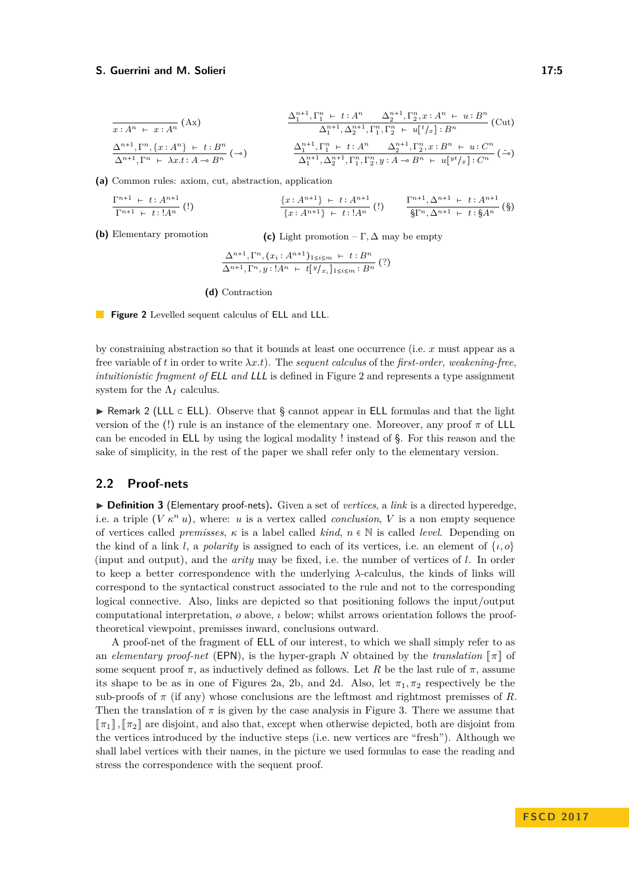$$\frac{}{x : A^n \vdash x : A^n}\ (\text{Ax}) \qquad \frac{\Delta_1^{n+1}, \Gamma_1^n \vdash t : A^n \qquad \Delta_2^{n+1}, \Gamma_2^n, x : A^n \vdash u : B^n}{\Delta_1^{n+1}, \Delta_2^{n+1}, \Gamma_1^n, \Gamma_2^n \vdash u[{}^t/_x] : B^n}\ (\text{Cut})$$

$$\frac{\Delta^{n+1}, \Gamma^n, \{x : A^n\} \vdash t : B^n}{\Delta^{n+1}, \Gamma^n \vdash \lambda x.t : A \multimap B^n}\ (\multimap) \qquad \frac{\Delta_1^{n+1}, \Gamma_1^n \vdash t : A^n \qquad \Delta_2^{n+1}, \Gamma_2^n, x : B^n \vdash u : C^n}{\Delta_1^{n+1}, \Delta_2^{n+1}, \Gamma_1^n, \Gamma_2^n, y : A \multimap B^n \vdash u[{}^{yt}/_x] : C^n}\ (\bar{\multimap})$$

**(a)** Common rules: axiom, cut, abstraction, application

$$\frac{\Gamma^{n+1} \vdash t : A^{n+1}}{\Gamma^{n+1} \vdash t : !A^n}\ (!)$$

**(b)** Elementary promotion

$$\frac{\{x : A^{n+1}\} \vdash t : A^{n+1}}{\{x : A^{n+1}\} \vdash t : !A^n}\ (!) \qquad \frac{\Gamma^{n+1}, \Delta^{n+1} \vdash t : A^{n+1}}{\S\Gamma^n, \Delta^{n+1} \vdash t : \S A^n}\ (\S)$$

**(c)** Light promotion – $\Gamma, \Delta$ may be empty

$$\frac{\Delta^{n+1}, \Gamma^n, (x_i : A^{n+1})_{1 \le i \le m} \vdash t : B^n}{\Delta^{n+1}, \Gamma^n, y : !A^n \vdash t[{}^y/_{x_i}]_{1 \le i \le m} : B^n}\ (?)$$

**(d)** Contraction

**Figure 2** Levelled sequent calculus of ELL and LLL.

by constraining abstraction so that it bounds at least one occurrence (i.e. $x$ must appear as a free variable of $t$ in order to write $\lambda x.t$). The *sequent calculus* of the *first-order, weakening-free, intuitionistic fragment of ELL and LLL* is defined in Figure 2 and represents a type assignment system for the $\Lambda_I$ calculus.

▶ Remark 2 (LLL ⊂ ELL). Observe that § cannot appear in ELL formulas and that the light version of the (!) rule is an instance of the elementary one. Moreover, any proof $\pi$ of LLL can be encoded in ELL by using the logical modality ! instead of §. For this reason and the sake of simplicity, in the rest of the paper we shall refer only to the elementary version.

## 2.2 Proof-nets

▶ **Definition 3** (Elementary proof-nets). Given a set of *vertices*, a *link* is a directed hyperedge, i.e. a triple $(V\ \kappa^n\ u)$, where: $u$ is a vertex called *conclusion*, $V$ is a non empty sequence of vertices called *premisses*, $\kappa$ is a label called *kind*, $n \in \mathbb{N}$ is called *level*. Depending on the kind of a link $l$, a *polarity* is assigned to each of its vertices, i.e. an element of $\{\iota, o\}$ (input and output), and the *arity* may be fixed, i.e. the number of vertices of $l$. In order to keep a better correspondence with the underlying $\lambda$-calculus, the kinds of links will correspond to the syntactical construct associated to the rule and not to the corresponding logical connective. Also, links are depicted so that positioning follows the input/output computational interpretation, $o$ above, $\iota$ below; whilst arrows orientation follows the proof-theoretical viewpoint, premisses inward, conclusions outward.

A proof-net of the fragment of ELL of our interest, to which we shall simply refer to as an *elementary proof-net* (EPN), is the hyper-graph $N$ obtained by the *translation* $[\![\pi]\!]$ of some sequent proof $\pi$, as inductively defined as follows. Let $R$ be the last rule of $\pi$, assume its shape to be as in one of Figures 2a, 2b, and 2d. Also, let $\pi_1, \pi_2$ respectively be the sub-proofs of $\pi$ (if any) whose conclusions are the leftmost and rightmost premisses of $R$. Then the translation of $\pi$ is given by the case analysis in Figure 3. There we assume that $[\![\pi_1]\!], [\![\pi_2]\!]$ are disjoint, and also that, except when otherwise depicted, both are disjoint from the vertices introduced by the inductive steps (i.e. new vertices are "fresh"). Although we shall label vertices with their names, in the picture we used formulas to ease the reading and stress the correspondence with the sequent proof.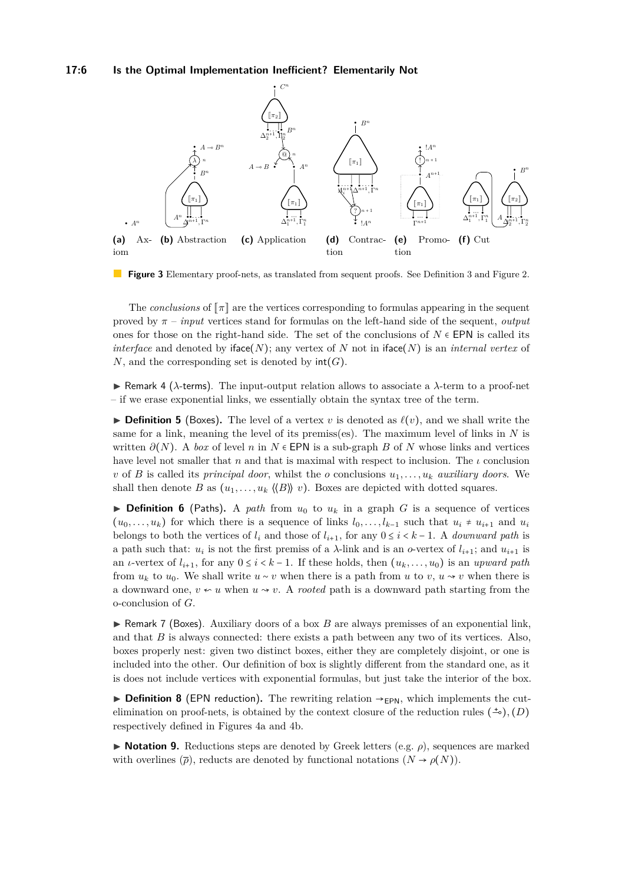(a) Axiom (b) Abstraction (c) Application (d) Contraction (e) Promotion (f) Cut

**Figure 3** Elementary proof-nets, as translated from sequent proofs. See Definition 3 and Figure 2.

The *conclusions* of $[\![\pi]\!]$ are the vertices corresponding to formulas appearing in the sequent proved by $\pi$ – *input* vertices stand for formulas on the left-hand side of the sequent, *output* ones for those on the right-hand side. The set of the conclusions of $N \in \mathsf{EPN}$ is called its *interface* and denoted by $\mathsf{iface}(N)$; any vertex of $N$ not in $\mathsf{iface}(N)$ is an *internal vertex* of $N$, and the corresponding set is denoted by $\mathsf{int}(G)$.

▶ Remark 4 ($\lambda$-terms). The input-output relation allows to associate a $\lambda$-term to a proof-net – if we erase exponential links, we essentially obtain the syntax tree of the term.

▶ **Definition 5** (Boxes)**.** The level of a vertex $v$ is denoted as $\ell(v)$, and we shall write the same for a link, meaning the level of its premiss(es). The maximum level of links in $N$ is written $\partial(N)$. A *box* of level $n$ in $N \in \mathsf{EPN}$ is a sub-graph $B$ of $N$ whose links and vertices have level not smaller that $n$ and that is maximal with respect to inclusion. The $\iota$ conclusion $v$ of $B$ is called its *principal door*, whilst the $o$ conclusions $u_1, \dots, u_k$ *auxiliary doors*. We shall then denote $B$ as $(u_1, \dots, u_k \langle\!\langle B \rangle\!\rangle\ v)$. Boxes are depicted with dotted squares.

▶ **Definition 6** (Paths)**.** A *path* from $u_0$ to $u_k$ in a graph $G$ is a sequence of vertices $(u_0, \dots, u_k)$ for which there is a sequence of links $l_0, \dots, l_{k-1}$ such that $u_i \neq u_{i+1}$ and $u_i$ belongs to both the vertices of $l_i$ and those of $l_{i+1}$, for any $0 \leq i < k-1$. A *downward path* is a path such that: $u_i$ is not the first premiss of a $\lambda$-link and is an $o$-vertex of $l_{i+1}$; and $u_{i+1}$ is an $\iota$-vertex of $l_{i+1}$, for any $0 \leq i < k-1$. If these holds, then $(u_k, \dots, u_0)$ is an *upward path* from $u_k$ to $u_0$. We shall write $u \sim v$ when there is a path from $u$ to $v$, $u \rightsquigarrow v$ when there is a downward one, $v \leftsquigarrow u$ when $u \rightsquigarrow v$. A *rooted* path is a downward path starting from the o-conclusion of $G$.

▶ Remark 7 (Boxes). Auxiliary doors of a box $B$ are always premisses of an exponential link, and that $B$ is always connected: there exists a path between any two of its vertices. Also, boxes properly nest: given two distinct boxes, either they are completely disjoint, or one is included into the other. Our definition of box is slightly different from the standard one, as it is does not include vertices with exponential formulas, but just take the interior of the box.

▶ **Definition 8** (EPN reduction)**.** The rewriting relation $\rightarrow_{\mathsf{EPN}}$, which implements the cut-elimination on proof-nets, is obtained by the context closure of the reduction rules $(\overset{+}{\multimap}), (D)$ respectively defined in Figures 4a and 4b.

▶ **Notation 9.** Reductions steps are denoted by Greek letters (e.g. $\rho$), sequences are marked with overlines ($\overline{\rho}$), reducts are denoted by functional notations ($N \rightarrow \rho(N)$).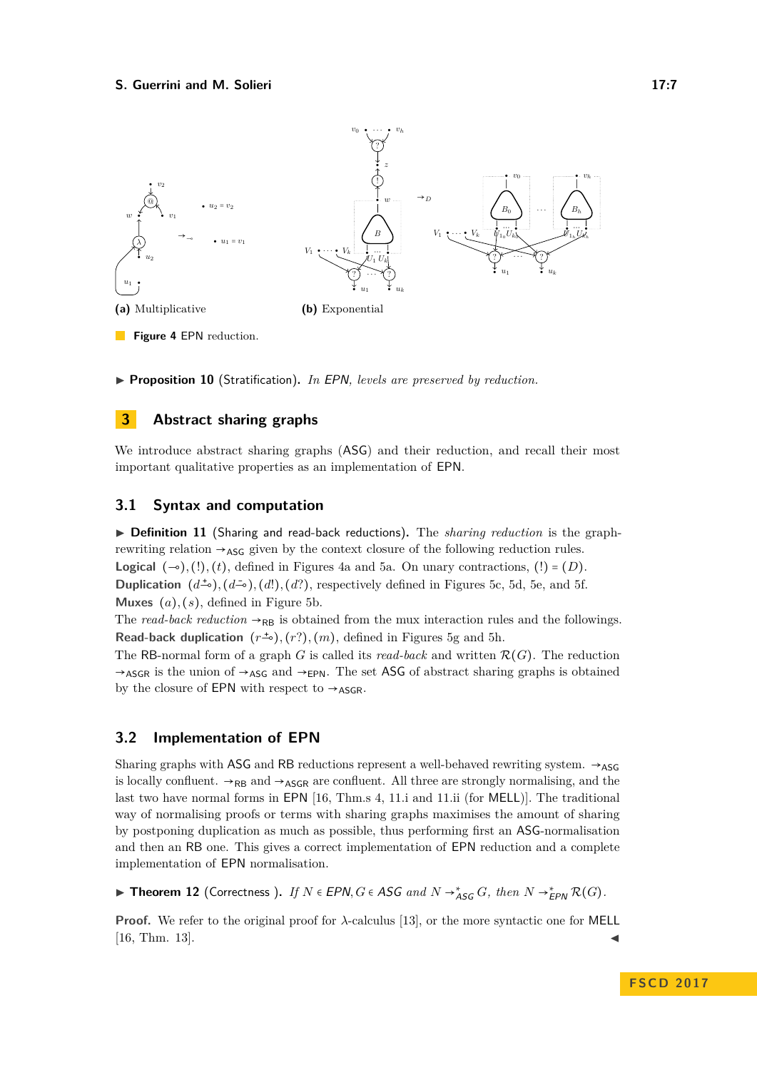(a) Multiplicative

(b) Exponential

**Figure 4** EPN reduction.

▶ **Proposition 10** (Stratification)**.** *In EPN, levels are preserved by reduction.*

## 3 Abstract sharing graphs

We introduce abstract sharing graphs (ASG) and their reduction, and recall their most important qualitative properties as an implementation of EPN.

### 3.1 Syntax and computation

▶ **Definition 11** (Sharing and read-back reductions)**.** The *sharing reduction* is the graph-rewriting relation $\to_{\mathsf{ASG}}$ given by the context closure of the following reduction rules.
**Logical** $(\multimap), (!), (t)$, defined in Figures 4a and 5a. On unary contractions, $(!) = (D)$.
**Duplication** $(d\overset{+}{\multimap}), (d\overset{-}{\multimap}), (d!), (d?)$, respectively defined in Figures 5c, 5d, 5e, and 5f.
**Muxes** $(a), (s)$, defined in Figure 5b.
The *read-back reduction* $\to_{\mathsf{RB}}$ is obtained from the mux interaction rules and the followings.
**Read-back duplication** $(r\overset{+}{\multimap}), (r?), (m)$, defined in Figures 5g and 5h.
The RB-normal form of a graph $G$ is called its *read-back* and written $\mathcal{R}(G)$. The reduction $\to_{\mathsf{ASGR}}$ is the union of $\to_{\mathsf{ASG}}$ and $\to_{\mathsf{EPN}}$. The set ASG of abstract sharing graphs is obtained by the closure of EPN with respect to $\to_{\mathsf{ASGR}}$.

### 3.2 Implementation of EPN

Sharing graphs with ASG and RB reductions represent a well-behaved rewriting system. $\to_{\mathsf{ASG}}$ is locally confluent. $\to_{\mathsf{RB}}$ and $\to_{\mathsf{ASGR}}$ are confluent. All three are strongly normalising, and the last two have normal forms in EPN [16, Thm.s 4, 11.i and 11.ii (for MELL)]. The traditional way of normalising proofs or terms with sharing graphs maximises the amount of sharing by postponing duplication as much as possible, thus performing first an ASG-normalisation and then an RB one. This gives a correct implementation of EPN reduction and a complete implementation of EPN normalisation.

▶ **Theorem 12** (Correctness )**.** *If $N \in$ EPN, $G \in$ ASG and $N \to^*_{\mathsf{ASG}} G$, then $N \to^*_{\mathsf{EPN}} \mathcal{R}(G)$.*

**Proof.** We refer to the original proof for $\lambda$-calculus [13], or the more syntactic one for MELL [16, Thm. 13]. ◀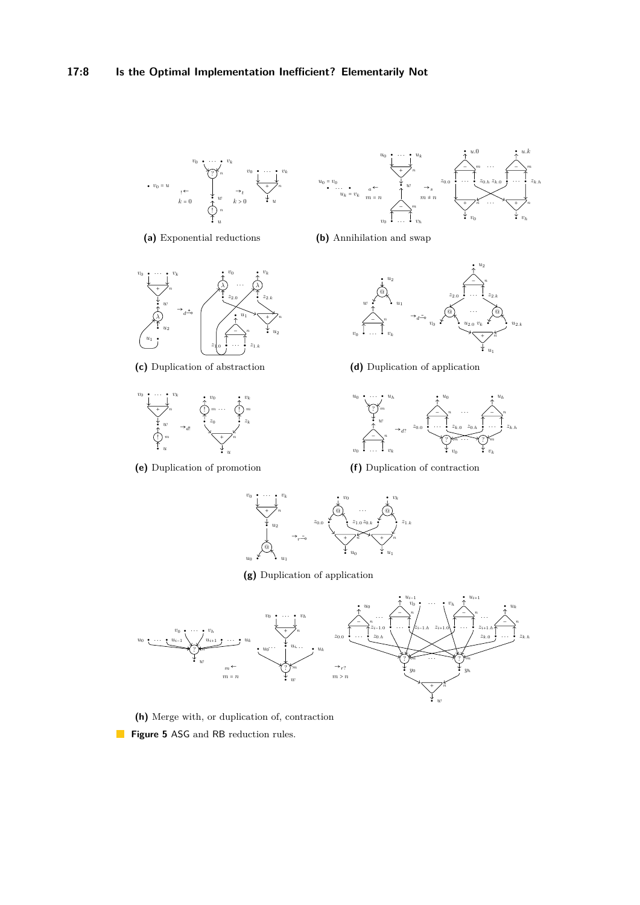(a) Exponential reductions

(b) Annihilation and swap

(c) Duplication of abstraction

(d) Duplication of application

(e) Duplication of promotion

(f) Duplication of contraction

(g) Duplication of application

(h) Merge with, or duplication of, contraction

**Figure 5** ASG and RB reduction rules.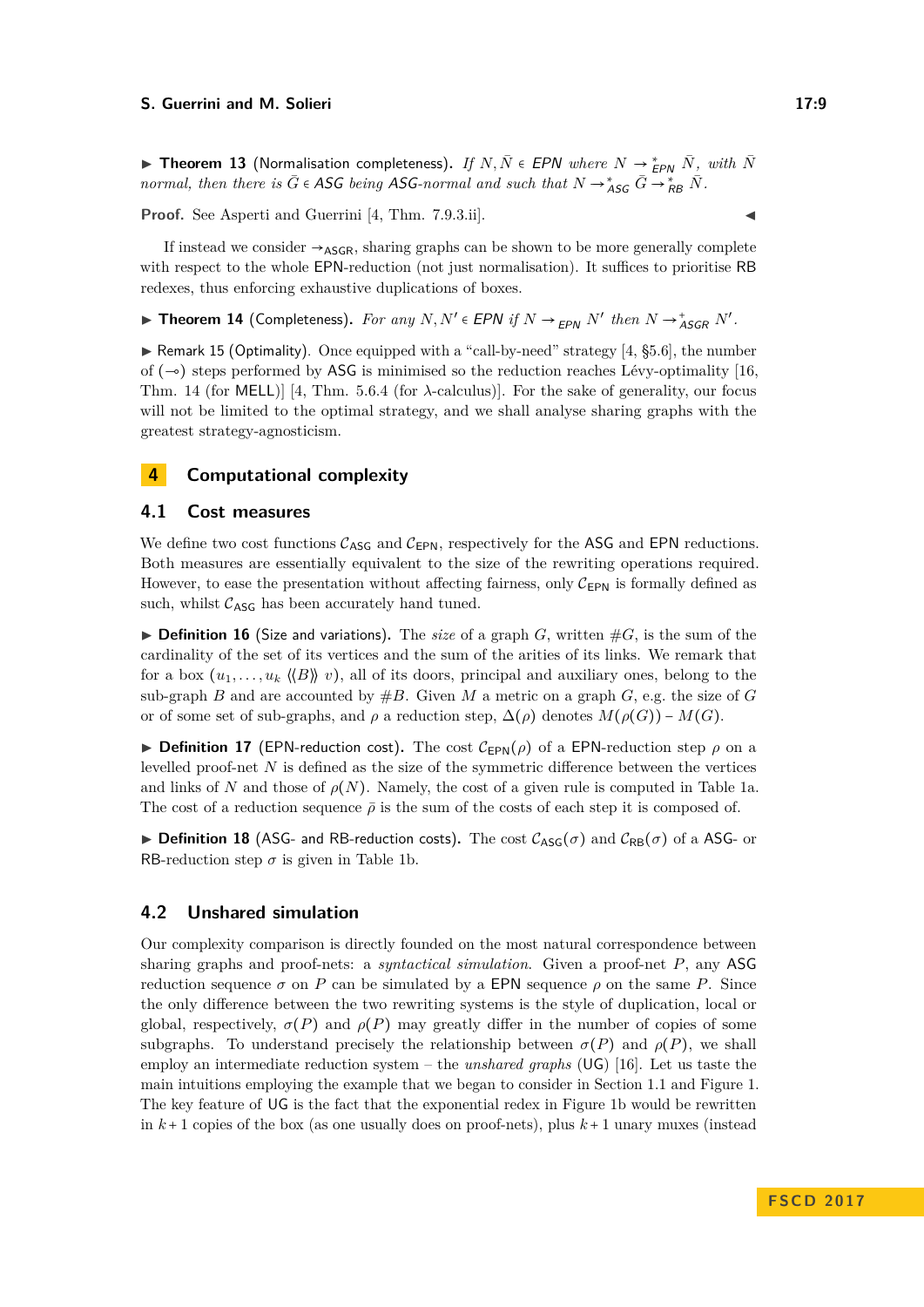▶ **Theorem 13** (Normalisation completeness). *If $N, \bar{N} \in \mathsf{EPN}$ where $N \to^*_{\mathsf{EPN}} \bar{N}$, with $\bar{N}$ normal, then there is $\bar{G} \in \mathsf{ASG}$ being $\mathsf{ASG}$-normal and such that $N \to^*_{\mathsf{ASG}} \bar{G} \to^*_{\mathsf{RB}} \bar{N}$.*

**Proof.** See Asperti and Guerrini [4, Thm. 7.9.3.ii]. ◀

If instead we consider $\to_{\mathsf{ASGR}}$, sharing graphs can be shown to be more generally complete with respect to the whole EPN-reduction (not just normalisation). It suffices to prioritise RB redexes, thus enforcing exhaustive duplications of boxes.

▶ **Theorem 14** (Completeness). *For any $N, N' \in \mathsf{EPN}$ if $N \to_{\mathsf{EPN}} N'$ then $N \to^*_{\mathsf{ASGR}} N'$.*

▶ Remark 15 (Optimality). Once equipped with a "call-by-need" strategy [4, §5.6], the number of $(\multimap)$ steps performed by ASG is minimised so the reduction reaches Lévy-optimality [16, Thm. 14 (for MELL)] [4, Thm. 5.6.4 (for $\lambda$-calculus)]. For the sake of generality, our focus will not be limited to the optimal strategy, and we shall analyse sharing graphs with the greatest strategy-agnosticism.

## 4 Computational complexity

### 4.1 Cost measures

We define two cost functions $\mathcal{C}_{\mathsf{ASG}}$ and $\mathcal{C}_{\mathsf{EPN}}$, respectively for the ASG and EPN reductions. Both measures are essentially equivalent to the size of the rewriting operations required. However, to ease the presentation without affecting fairness, only $\mathcal{C}_{\mathsf{EPN}}$ is formally defined as such, whilst $\mathcal{C}_{\mathsf{ASG}}$ has been accurately hand tuned.

▶ **Definition 16** (Size and variations). The *size* of a graph $G$, written $\#G$, is the sum of the cardinality of the set of its vertices and the sum of the arities of its links. We remark that for a box $(u_1, \ldots, u_k \; \langle\!\langle B \rangle\!\rangle \; v)$, all of its doors, principal and auxiliary ones, belong to the sub-graph $B$ and are accounted by $\#B$. Given $M$ a metric on a graph $G$, e.g. the size of $G$ or of some set of sub-graphs, and $\rho$ a reduction step, $\Delta(\rho)$ denotes $M(\rho(G)) - M(G)$.

▶ **Definition 17** (EPN-reduction cost). The cost $\mathcal{C}_{\mathsf{EPN}}(\rho)$ of a EPN-reduction step $\rho$ on a levelled proof-net $N$ is defined as the size of the symmetric difference between the vertices and links of $N$ and those of $\rho(N)$. Namely, the cost of a given rule is computed in Table 1a. The cost of a reduction sequence $\bar{\rho}$ is the sum of the costs of each step it is composed of.

▶ **Definition 18** (ASG- and RB-reduction costs). The cost $\mathcal{C}_{\mathsf{ASG}}(\sigma)$ and $\mathcal{C}_{\mathsf{RB}}(\sigma)$ of a ASG- or RB-reduction step $\sigma$ is given in Table 1b.

### 4.2 Unshared simulation

Our complexity comparison is directly founded on the most natural correspondence between sharing graphs and proof-nets: a *syntactical simulation*. Given a proof-net $P$, any ASG reduction sequence $\sigma$ on $P$ can be simulated by a EPN sequence $\rho$ on the same $P$. Since the only difference between the two rewriting systems is the style of duplication, local or global, respectively, $\sigma(P)$ and $\rho(P)$ may greatly differ in the number of copies of some subgraphs. To understand precisely the relationship between $\sigma(P)$ and $\rho(P)$, we shall employ an intermediate reduction system – the *unshared graphs* (UG) [16]. Let us taste the main intuitions employing the example that we began to consider in Section 1.1 and Figure 1. The key feature of UG is the fact that the exponential redex in Figure 1b would be rewritten in $k+1$ copies of the box (as one usually does on proof-nets), plus $k+1$ unary muxes (instead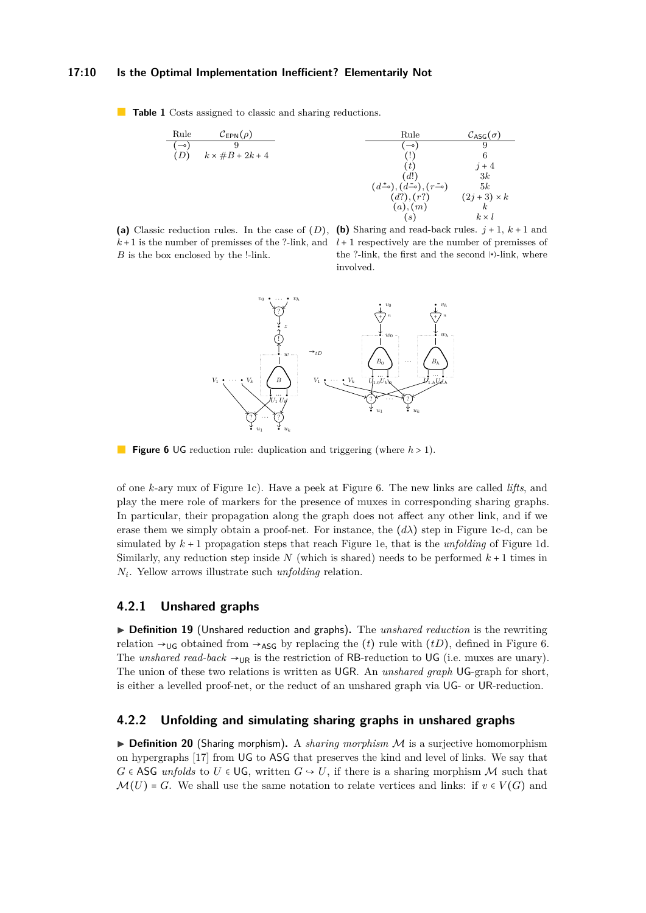**Table 1** Costs assigned to classic and sharing reductions.

| Rule | $\mathcal{C}_{\mathsf{EPN}}(\rho)$ |
|---|---|
| $(\multimap)$ | 9 |
| $(D)$ | $k \times \#B + 2k + 4$ |

**(a)** Classic reduction rules. In the case of $(D)$, $k+1$ is the number of premisses of the ?-link, and $B$ is the box enclosed by the !-link.

| Rule | $\mathcal{C}_{\mathsf{ASG}}(\sigma)$ |
|---|---|
| $(\multimap)$ | 9 |
| $(!)$ | 6 |
| $(t)$ | $j+4$ |
| $(d!)$ | $3k$ |
| $(d\overset{+}{\multimap}), (d\overset{-}{\multimap}), (r\overset{-}{\multimap})$ | $5k$ |
| $(d?), (r?)$ | $(2j+3) \times k$ |
| $(a), (m)$ | $k$ |
| $(s)$ | $k \times l$ |

**(b)** Sharing and read-back rules. $j+1$, $k+1$ and $l+1$ respectively are the number of premisses of the ?-link, the first and the second $(\star)$-link, where involved.

**Figure 6** UG reduction rule: duplication and triggering (where $h > 1$).

of one $k$-ary mux of Figure 1c). Have a peek at Figure 6. The new links are called *lifts*, and play the mere role of markers for the presence of muxes in corresponding sharing graphs. In particular, their propagation along the graph does not affect any other link, and if we erase them we simply obtain a proof-net. For instance, the $(d\lambda)$ step in Figure 1c-d, can be simulated by $k+1$ propagation steps that reach Figure 1e, that is the *unfolding* of Figure 1d. Similarly, any reduction step inside $N$ (which is shared) needs to be performed $k+1$ times in $N_i$. Yellow arrows illustrate such *unfolding* relation.

### 4.2.1 Unshared graphs

▶ **Definition 19** (Unshared reduction and graphs)**.** The *unshared reduction* is the rewriting relation $\rightarrow_{\mathsf{UG}}$ obtained from $\rightarrow_{\mathsf{ASG}}$ by replacing the $(t)$ rule with $(tD)$, defined in Figure 6. The *unshared read-back* $\rightarrow_{\mathsf{UR}}$ is the restriction of RB-reduction to UG (i.e. muxes are unary). The union of these two relations is written as UGR. An *unshared graph* UG-graph for short, is either a levelled proof-net, or the reduct of an unshared graph via UG- or UR-reduction.

### 4.2.2 Unfolding and simulating sharing graphs in unshared graphs

▶ **Definition 20** (Sharing morphism)**.** A *sharing morphism* $\mathcal{M}$ is a surjective homomorphism on hypergraphs [17] from UG to ASG that preserves the kind and level of links. We say that $G \in \mathsf{ASG}$ *unfolds* to $U \in \mathsf{UG}$, written $G \hookrightarrow U$, if there is a sharing morphism $\mathcal{M}$ such that $\mathcal{M}(U) = G$. We shall use the same notation to relate vertices and links: if $v \in V(G)$ and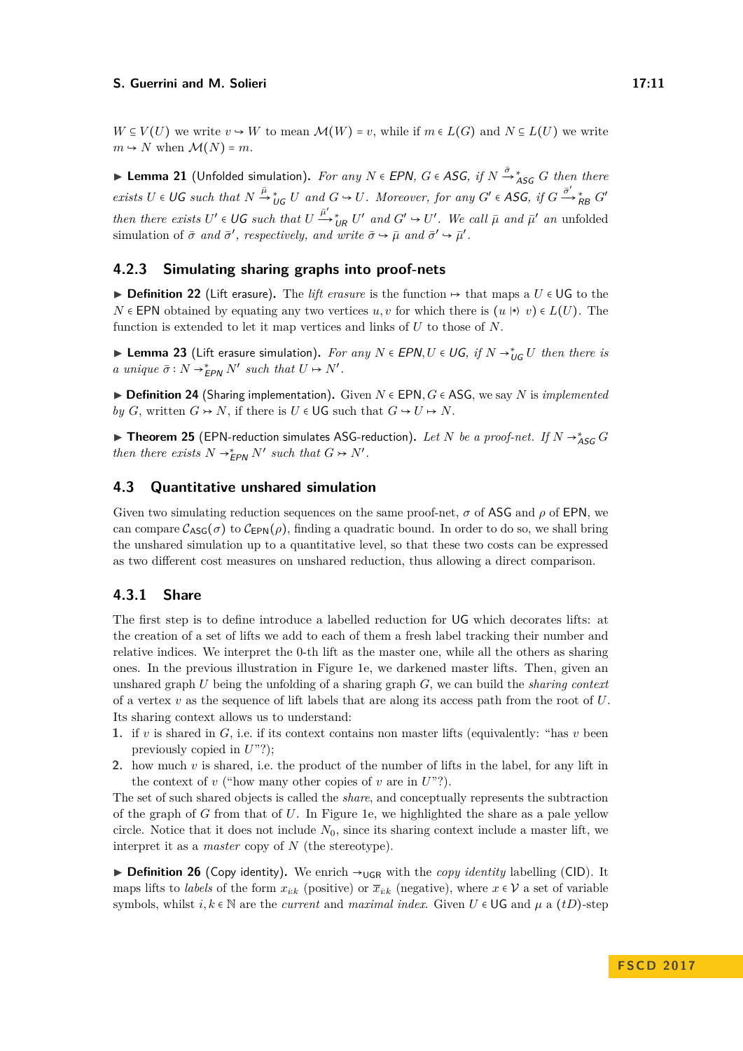$W \subseteq V(U)$ we write $v \hookrightarrow W$ to mean $\mathcal{M}(W) = v$, while if $m \in L(G)$ and $N \subseteq L(U)$ we write $m \hookrightarrow N$ when $\mathcal{M}(N) = m$.

▶ **Lemma 21** (Unfolded simulation). *For any $N \in \mathsf{EPN}$, $G \in \mathsf{ASG}$, if $N \xrightarrow{\bar{\sigma}}{}^{*}_{\mathsf{ASG}} G$ then there exists $U \in \mathsf{UG}$ such that $N \xrightarrow{\bar{\mu}}{}^{*}_{\mathsf{UG}} U$ and $G \hookrightarrow U$. Moreover, for any $G' \in \mathsf{ASG}$, if $G \xrightarrow{\bar{\sigma}'}{}^{*}_{\mathsf{RB}} G'$ then there exists $U' \in \mathsf{UG}$ such that $U \xrightarrow{\bar{\mu}'}{}^{*}_{\mathsf{UR}} U'$ and $G' \hookrightarrow U'$. We call $\bar{\mu}$ and $\bar{\mu}'$ an* unfolded simulation *of $\bar{\sigma}$ and $\bar{\sigma}'$, respectively, and write $\bar{\sigma} \hookrightarrow \bar{\mu}$ and $\bar{\sigma}' \hookrightarrow \bar{\mu}'$.*

### 4.2.3 Simulating sharing graphs into proof-nets

▶ **Definition 22** (Lift erasure). The *lift erasure* is the function $\mapsto$ that maps a $U \in \mathsf{UG}$ to the $N \in \mathsf{EPN}$ obtained by equating any two vertices $u, v$ for which there is $(u \,\natural\, v) \in L(U)$. The function is extended to let it map vertices and links of $U$ to those of $N$.

▶ **Lemma 23** (Lift erasure simulation). *For any $N \in \mathsf{EPN}, U \in \mathsf{UG}$, if $N \to^{*}_{\mathsf{UG}} U$ then there is a unique $\bar{\sigma} : N \to^{*}_{\mathsf{EPN}} N'$ such that $U \mapsto N'$.*

▶ **Definition 24** (Sharing implementation). Given $N \in \mathsf{EPN}, G \in \mathsf{ASG}$, we say $N$ is *implemented by* $G$, written $G \rightarrowtail N$, if there is $U \in \mathsf{UG}$ such that $G \hookrightarrow U \mapsto N$.

▶ **Theorem 25** (EPN-reduction simulates ASG-reduction). *Let $N$ be a proof-net. If $N \to^{*}_{\mathsf{ASG}} G$ then there exists $N \to^{*}_{\mathsf{EPN}} N'$ such that $G \rightarrowtail N'$.*

## 4.3 Quantitative unshared simulation

Given two simulating reduction sequences on the same proof-net, $\sigma$ of ASG and $\rho$ of EPN, we can compare $\mathcal{C}_{\mathsf{ASG}}(\sigma)$ to $\mathcal{C}_{\mathsf{EPN}}(\rho)$, finding a quadratic bound. In order to do so, we shall bring the unshared simulation up to a quantitative level, so that these two costs can be expressed as two different cost measures on unshared reduction, thus allowing a direct comparison.

### 4.3.1 Share

The first step is to define introduce a labelled reduction for UG which decorates lifts: at the creation of a set of lifts we add to each of them a fresh label tracking their number and relative indices. We interpret the 0-th lift as the master one, while all the others as sharing ones. In the previous illustration in Figure 1e, we darkened master lifts. Then, given an unshared graph $U$ being the unfolding of a sharing graph $G$, we can build the *sharing context* of a vertex $v$ as the sequence of lift labels that are along its access path from the root of $U$. Its sharing context allows us to understand:

1. if $v$ is shared in $G$, i.e. if its context contains non master lifts (equivalently: "has $v$ been previously copied in $U$"?);
2. how much $v$ is shared, i.e. the product of the number of lifts in the label, for any lift in the context of $v$ ("how many other copies of $v$ are in $U$"?).

The set of such shared objects is called the *share*, and conceptually represents the subtraction of the graph of $G$ from that of $U$. In Figure 1e, we highlighted the share as a pale yellow circle. Notice that it does not include $N_0$, since its sharing context include a master lift, we interpret it as a *master* copy of $N$ (the stereotype).

▶ **Definition 26** (Copy identity). We enrich $\to_{\mathsf{UGR}}$ with the *copy identity* labelling (CID). It maps lifts to *labels* of the form $x_{i:k}$ (positive) or $\overline{x}_{i:k}$ (negative), where $x \in \mathcal{V}$ a set of variable symbols, whilst $i, k \in \mathbb{N}$ are the *current* and *maximal index*. Given $U \in \mathsf{UG}$ and $\mu$ a $(tD)$-step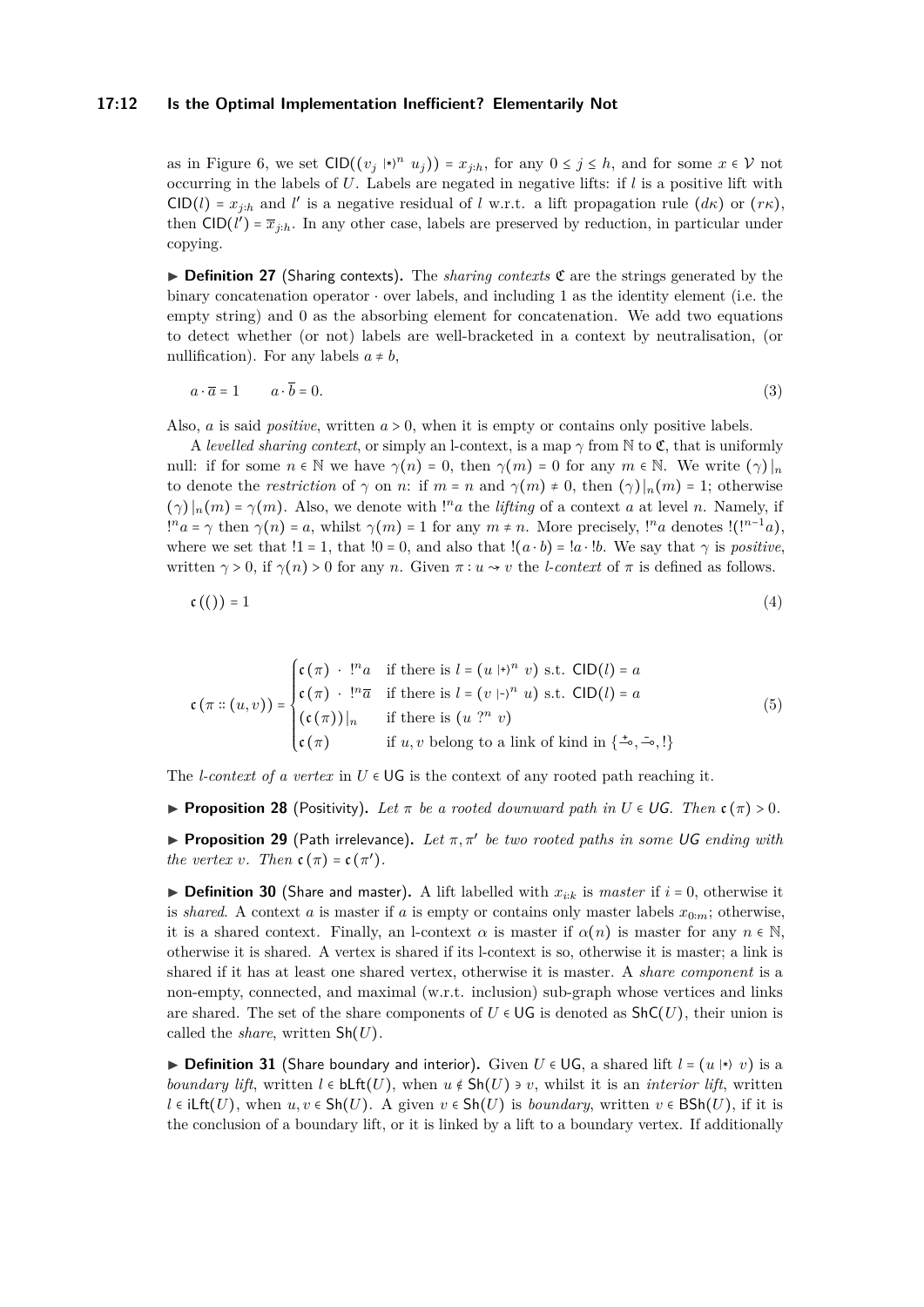as in Figure 6, we set $\mathsf{CID}((v_j \ |{\ast}\rangle^n \ u_j)) = x_{j:h}$, for any $0 \le j \le h$, and for some $x \in \mathcal{V}$ not occurring in the labels of $U$. Labels are negated in negative lifts: if $l$ is a positive lift with $\mathsf{CID}(l) = x_{j:h}$ and $l'$ is a negative residual of $l$ w.r.t. a lift propagation rule $(d\kappa)$ or $(r\kappa)$, then $\mathsf{CID}(l') = \overline{x}_{j:h}$. In any other case, labels are preserved by reduction, in particular under copying.

▶ **Definition 27** (Sharing contexts). The *sharing contexts* $\mathfrak{C}$ are the strings generated by the binary concatenation operator $\cdot$ over labels, and including 1 as the identity element (i.e. the empty string) and 0 as the absorbing element for concatenation. We add two equations to detect whether (or not) labels are well-bracketed in a context by neutralisation, (or nullification). For any labels $a \ne b$,

$$a \cdot \overline{a} = 1 \qquad a \cdot \overline{b} = 0. \tag{3}$$

Also, $a$ is said *positive*, written $a > 0$, when it is empty or contains only positive labels.

A *levelled sharing context*, or simply an l-context, is a map $\gamma$ from $\mathbb{N}$ to $\mathfrak{C}$, that is uniformly null: if for some $n \in \mathbb{N}$ we have $\gamma(n) = 0$, then $\gamma(m) = 0$ for any $m \in \mathbb{N}$. We write $(\gamma)|_n$ to denote the *restriction* of $\gamma$ on $n$: if $m = n$ and $\gamma(m) \ne 0$, then $(\gamma)|_n(m) = 1$; otherwise $(\gamma)|_n(m) = \gamma(m)$. Also, we denote with $!^n a$ the *lifting* of a context $a$ at level $n$. Namely, if $!^n a = \gamma$ then $\gamma(n) = a$, whilst $\gamma(m) = 1$ for any $m \ne n$. More precisely, $!^n a$ denotes $!(!^{n-1}a)$, where we set that $!1 = 1$, that $!0 = 0$, and also that $!(a \cdot b) = !a \cdot !b$. We say that $\gamma$ is *positive*, written $\gamma > 0$, if $\gamma(n) > 0$ for any $n$. Given $\pi : u \rightsquigarrow v$ the *l-context* of $\pi$ is defined as follows.

$$\mathfrak{c}\,(()) = 1 \tag{4}$$

$$\mathfrak{c}\,(\pi :: (u,v)) = \begin{cases} \mathfrak{c}\,(\pi) \ \cdot \ !^n a & \text{if there is } l = (u \ |{\ast}\rangle^n \ v) \text{ s.t. } \mathsf{CID}(l) = a \\ \mathfrak{c}\,(\pi) \ \cdot \ !^n \overline{a} & \text{if there is } l = (v \ |{-}\rangle^n \ u) \text{ s.t. } \mathsf{CID}(l) = a \\ (\mathfrak{c}\,(\pi))|_n & \text{if there is } (u \ ?^n \ v) \\ \mathfrak{c}\,(\pi) & \text{if } u, v \text{ belong to a link of kind in } \{\overset{+}{\multimap}, \overset{-}{\multimap}, !\} \end{cases} \tag{5}$$

The *l-context of a vertex* in $U \in \mathsf{UG}$ is the context of any rooted path reaching it.

▶ **Proposition 28** (Positivity). *Let $\pi$ be a rooted downward path in $U \in UG$. Then $\mathfrak{c}\,(\pi) > 0$.*

▶ **Proposition 29** (Path irrelevance). *Let $\pi, \pi'$ be two rooted paths in some $UG$ ending with the vertex $v$. Then $\mathfrak{c}\,(\pi) = \mathfrak{c}\,(\pi')$.*

▶ **Definition 30** (Share and master). A lift labelled with $x_{i:k}$ is *master* if $i = 0$, otherwise it is *shared*. A context $a$ is master if $a$ is empty or contains only master labels $x_{0:m}$; otherwise, it is a shared context. Finally, an l-context $\alpha$ is master if $\alpha(n)$ is master for any $n \in \mathbb{N}$, otherwise it is shared. A vertex is shared if its l-context is so, otherwise it is master; a link is shared if it has at least one shared vertex, otherwise it is master. A *share component* is a non-empty, connected, and maximal (w.r.t. inclusion) sub-graph whose vertices and links are shared. The set of the share components of $U \in \mathsf{UG}$ is denoted as $\mathsf{ShC}(U)$, their union is called the *share*, written $\mathsf{Sh}(U)$.

▶ **Definition 31** (Share boundary and interior). Given $U \in \mathsf{UG}$, a shared lift $l = (u \ |{\ast}\rangle \ v)$ is a *boundary lift*, written $l \in \mathsf{bLft}(U)$, when $u \notin \mathsf{Sh}(U) \ni v$, whilst it is an *interior lift*, written $l \in \mathsf{iLft}(U)$, when $u, v \in \mathsf{Sh}(U)$. A given $v \in \mathsf{Sh}(U)$ is *boundary*, written $v \in \mathsf{BSh}(U)$, if it is the conclusion of a boundary lift, or it is linked by a lift to a boundary vertex. If additionally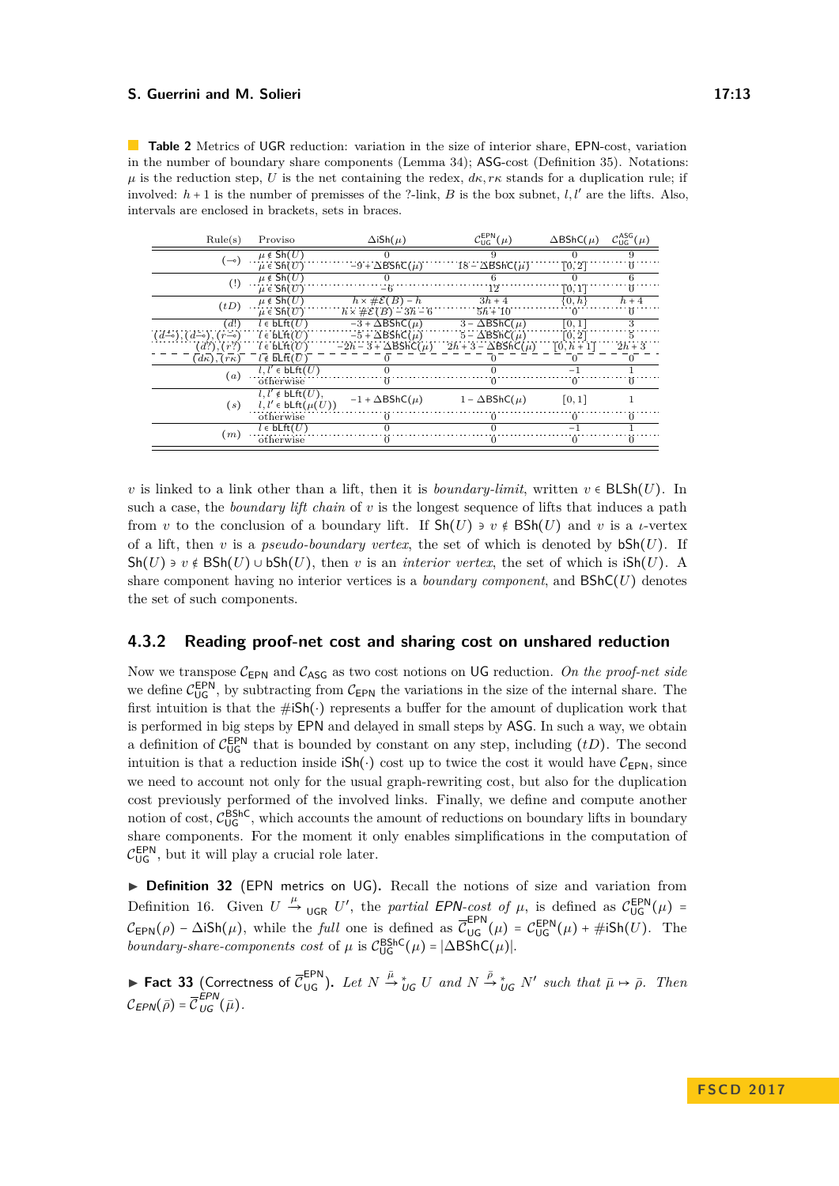**Table 2** Metrics of UGR reduction: variation in the size of interior share, EPN-cost, variation in the number of boundary share components (Lemma 34); ASG-cost (Definition 35). Notations: $\mu$ is the reduction step, $U$ is the net containing the redex, $d\kappa, r\kappa$ stands for a duplication rule; if involved: $h+1$ is the number of premisses of the ?-link, $B$ is the box subnet, $l, l'$ are the lifts. Also, intervals are enclosed in brackets, sets in braces.

| Rule(s) | Proviso | $\Delta\mathsf{iSh}(\mu)$ | $\mathcal{C}^{\mathsf{EPN}}_{\mathsf{UG}}(\mu)$ | $\Delta\mathsf{BShC}(\mu)$ | $\mathcal{C}^{\mathsf{ASG}}_{\mathsf{UG}}(\mu)$ |
|---|---|---|---|---|---|
| $(\multimap)$ | $\mu \notin \mathsf{Sh}(U)$ | $0$ | $9$ | $0$ | $9$ |
| | $\mu \in \mathsf{Sh}(U)$ | $-9+\Delta\mathsf{BShC}(\mu)$ | $18-\Delta\mathsf{BShC}(\mu)$ | $[0,2]$ | $0$ |
| $(!)$ | $\mu \notin \mathsf{Sh}(U)$ | $0$ | $6$ | $0$ | $6$ |
| | $\mu \in \mathsf{Sh}(U)$ | $-6$ | $12$ | $[0,1]$ | $0$ |
| $(tD)$ | $\mu \notin \mathsf{Sh}(U)$ | $h \times \#\mathcal{E}(B) - h$ | $3h+4$ | $\{0,h\}$ | $h+4$ |
| | $\mu \in \mathsf{Sh}(U)$ | $h \times \#\mathcal{E}(B) - 3h - 6$ | $5h+10$ | $0$ | $0$ |
| $(d!)$ | $l \in \mathsf{bLft}(U)$ | $-3+\Delta\mathsf{BShC}(\mu)$ | $3-\Delta\mathsf{BShC}(\mu)$ | $[0,1]$ | $3$ |
| $(d\multimap), (d\multimap), (r\multimap)$ | $l \in \mathsf{bLft}(U)$ | $-5+\Delta\mathsf{BShC}(\mu)$ | $5-\Delta\mathsf{BShC}(\mu)$ | $[0,2]$ | $5$ |
| $(d?), (r?)$ | $l \in \mathsf{bLft}(U)$ | $-2h-3+\Delta\mathsf{BShC}(\mu)$ | $2h+3-\Delta\mathsf{BShC}(\mu)$ | $[0,h+1]$ | $2h+3$ |
| $(d\kappa), (r\kappa)$ | $l \notin \mathsf{bLft}(U)$ | $0$ | $0$ | $0$ | $0$ |
| $(a)$ | $l, l' \in \mathsf{bLft}(U)$ | $0$ | $0$ | $-1$ | $1$ |
| | otherwise | $0$ | $0$ | $0$ | $0$ |
| $(s)$ | $l, l' \notin \mathsf{bLft}(U)$, $l, l' \in \mathsf{bLft}(\mu(U))$ | $-1+\Delta\mathsf{BShC}(\mu)$ | $1-\Delta\mathsf{BShC}(\mu)$ | $[0,1]$ | $1$ |
| | otherwise | $0$ | $0$ | $0$ | $0$ |
| $(m)$ | $l \in \mathsf{bLft}(U)$ | $0$ | $0$ | $-1$ | $1$ |
| | otherwise | $0$ | $0$ | $0$ | $0$ |

$v$ is linked to a link other than a lift, then it is *boundary-limit*, written $v \in \mathsf{BLSh}(U)$. In such a case, the *boundary lift chain* of $v$ is the longest sequence of lifts that induces a path from $v$ to the conclusion of a boundary lift. If $\mathsf{Sh}(U) \ni v \notin \mathsf{BSh}(U)$ and $v$ is a $\iota$-vertex of a lift, then $v$ is a *pseudo-boundary vertex*, the set of which is denoted by $\mathsf{bSh}(U)$. If $\mathsf{Sh}(U) \ni v \notin \mathsf{BSh}(U) \cup \mathsf{bSh}(U)$, then $v$ is an *interior vertex*, the set of which is $\mathsf{iSh}(U)$. A share component having no interior vertices is a *boundary component*, and $\mathsf{BShC}(U)$ denotes the set of such components.

### 4.3.2 Reading proof-net cost and sharing cost on unshared reduction

Now we transpose $\mathcal{C}_{\mathsf{EPN}}$ and $\mathcal{C}_{\mathsf{ASG}}$ as two cost notions on UG reduction. *On the proof-net side* we define $\mathcal{C}^{\mathsf{EPN}}_{\mathsf{UG}}$, by subtracting from $\mathcal{C}_{\mathsf{EPN}}$ the variations in the size of the internal share. The first intuition is that the $\#\mathsf{iSh}(\cdot)$ represents a buffer for the amount of duplication work that is performed in big steps by EPN and delayed in small steps by ASG. In such a way, we obtain a definition of $\mathcal{C}^{\mathsf{EPN}}_{\mathsf{UG}}$ that is bounded by constant on any step, including $(tD)$. The second intuition is that a reduction inside $\mathsf{iSh}(\cdot)$ cost up to twice the cost it would have $\mathcal{C}_{\mathsf{EPN}}$, since we need to account not only for the usual graph-rewriting cost, but also for the duplication cost previously performed of the involved links. Finally, we define and compute another notion of cost, $\mathcal{C}^{\mathsf{BShC}}_{\mathsf{UG}}$, which accounts the amount of reductions on boundary lifts in boundary share components. For the moment it only enables simplifications in the computation of $\mathcal{C}^{\mathsf{EPN}}_{\mathsf{UG}}$, but it will play a crucial role later.

▶ **Definition 32** (EPN metrics on UG). Recall the notions of size and variation from Definition 16. Given $U \xrightarrow{\mu}_{\mathsf{UGR}} U'$, the *partial EPN-cost of* $\mu$, is defined as $\mathcal{C}^{\mathsf{EPN}}_{\mathsf{UG}}(\mu) = \mathcal{C}_{\mathsf{EPN}}(\rho) - \Delta\mathsf{iSh}(\mu)$, while the *full* one is defined as $\overline{\mathcal{C}}^{\mathsf{EPN}}_{\mathsf{UG}}(\mu) = \mathcal{C}^{\mathsf{EPN}}_{\mathsf{UG}}(\mu) + \#\mathsf{iSh}(U)$. The *boundary-share-components cost* of $\mu$ is $\mathcal{C}^{\mathsf{BShC}}_{\mathsf{UG}}(\mu) = |\Delta\mathsf{BShC}(\mu)|$.

▶ **Fact 33** (Correctness of $\overline{\mathcal{C}}^{\mathsf{EPN}}_{\mathsf{UG}}$). *Let $N \xrightarrow{\bar{\mu}}^*_{UG} U$ and $N \xrightarrow{\bar{\rho}}^*_{UG} N'$ such that $\bar{\mu} \mapsto \bar{\rho}$. Then $\mathcal{C}_{EPN}(\bar{\rho}) = \overline{\mathcal{C}}^{EPN}_{UG}(\bar{\mu})$.*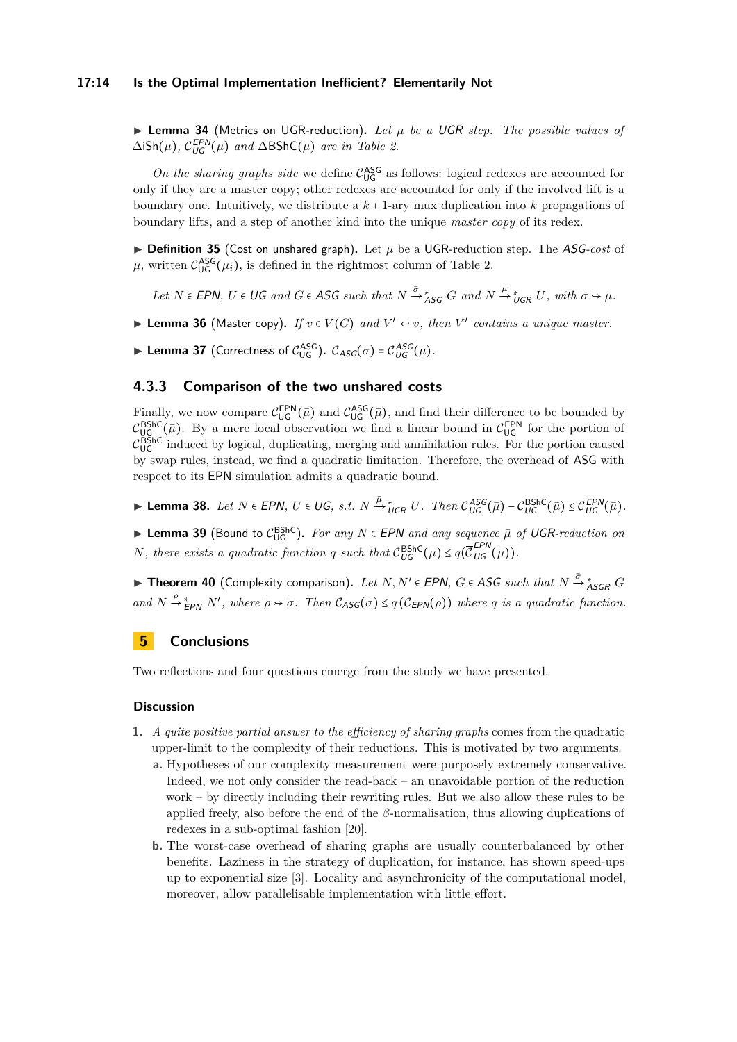▶ **Lemma 34** (Metrics on UGR-reduction)**.** *Let $\mu$ be a UGR step. The possible values of $\Delta\mathsf{iSh}(\mu)$, $\mathcal{C}^{EPN}_{UG}(\mu)$ and $\Delta\mathsf{BShC}(\mu)$ are in Table 2.*

*On the sharing graphs side* we define $\mathcal{C}^{\mathsf{ASG}}_{\mathsf{UG}}$ as follows: logical redexes are accounted for only if they are a master copy; other redexes are accounted for only if the involved lift is a boundary one. Intuitively, we distribute a $k+1$-ary mux duplication into $k$ propagations of boundary lifts, and a step of another kind into the unique *master copy* of its redex.

▶ **Definition 35** (Cost on unshared graph)**.** Let $\mu$ be a UGR-reduction step. The *ASG-cost* of $\mu$, written $\mathcal{C}^{\mathsf{ASG}}_{\mathsf{UG}}(\mu_i)$, is defined in the rightmost column of Table 2.

*Let $N \in EPN$, $U \in UG$ and $G \in ASG$ such that $N \xrightarrow{\bar{\sigma}}{}^{*}_{ASG} G$ and $N \xrightarrow{\bar{\mu}}{}^{*}_{UGR} U$, with $\bar{\sigma} \hookrightarrow \bar{\mu}$.*

▶ **Lemma 36** (Master copy)**.** *If $v \in V(G)$ and $V' \hookleftarrow v$, then $V'$ contains a unique master.*

▶ **Lemma 37** (Correctness of $\mathcal{C}^{\mathsf{ASG}}_{\mathsf{UG}}$)**.** *$\mathcal{C}_{ASG}(\bar{\sigma}) = \mathcal{C}^{ASG}_{UG}(\bar{\mu})$.*

### 4.3.3 Comparison of the two unshared costs

Finally, we now compare $\mathcal{C}^{\mathsf{EPN}}_{\mathsf{UG}}(\bar{\mu})$ and $\mathcal{C}^{\mathsf{ASG}}_{\mathsf{UG}}(\bar{\mu})$, and find their difference to be bounded by $\mathcal{C}^{\mathsf{BShC}}_{\mathsf{UG}}(\bar{\mu})$. By a mere local observation we find a linear bound in $\mathcal{C}^{\mathsf{EPN}}_{\mathsf{UG}}$ for the portion of $\mathcal{C}^{\mathsf{BShC}}_{\mathsf{UG}}$ induced by logical, duplicating, merging and annihilation rules. For the portion caused by swap rules, instead, we find a quadratic limitation. Therefore, the overhead of ASG with respect to its EPN simulation admits a quadratic bound.

▶ **Lemma 38.** *Let $N \in EPN$, $U \in UG$, s.t. $N \xrightarrow{\bar{\mu}}{}^{*}_{UGR} U$. Then $\mathcal{C}^{ASG}_{UG}(\bar{\mu}) - \mathcal{C}^{\mathsf{BShC}}_{UG}(\bar{\mu}) \le \mathcal{C}^{EPN}_{UG}(\bar{\mu})$.*

▶ **Lemma 39** (Bound to $\mathcal{C}^{\mathsf{BShC}}_{\mathsf{UG}}$)**.** *For any $N \in EPN$ and any sequence $\bar{\mu}$ of UGR-reduction on $N$, there exists a quadratic function $q$ such that $\mathcal{C}^{\mathsf{BShC}}_{UG}(\bar{\mu}) \le q(\overline{\mathcal{C}}^{EPN}_{UG}(\bar{\mu}))$.*

▶ **Theorem 40** (Complexity comparison)**.** *Let $N, N' \in EPN$, $G \in ASG$ such that $N \xrightarrow{\bar{\sigma}}{}^{*}_{ASGR} G$ and $N \xrightarrow{\bar{\rho}}{}^{*}_{EPN} N'$, where $\bar{\rho} \rightarrowtail \bar{\sigma}$. Then $\mathcal{C}_{ASG}(\bar{\sigma}) \le q(\mathcal{C}_{EPN}(\bar{\rho}))$ where $q$ is a quadratic function.*

# 5 Conclusions

Two reflections and four questions emerge from the study we have presented.

## Discussion

1. *A quite positive partial answer to the efficiency of sharing graphs* comes from the quadratic upper-limit to the complexity of their reductions. This is motivated by two arguments.
   a. Hypotheses of our complexity measurement were purposely extremely conservative. Indeed, we not only consider the read-back – an unavoidable portion of the reduction work – by directly including their rewriting rules. But we also allow these rules to be applied freely, also before the end of the $\beta$-normalisation, thus allowing duplications of redexes in a sub-optimal fashion [20].
   b. The worst-case overhead of sharing graphs are usually counterbalanced by other benefits. Laziness in the strategy of duplication, for instance, has shown speed-ups up to exponential size [3]. Locality and asynchronicity of the computational model, moreover, allow parallelisable implementation with little effort.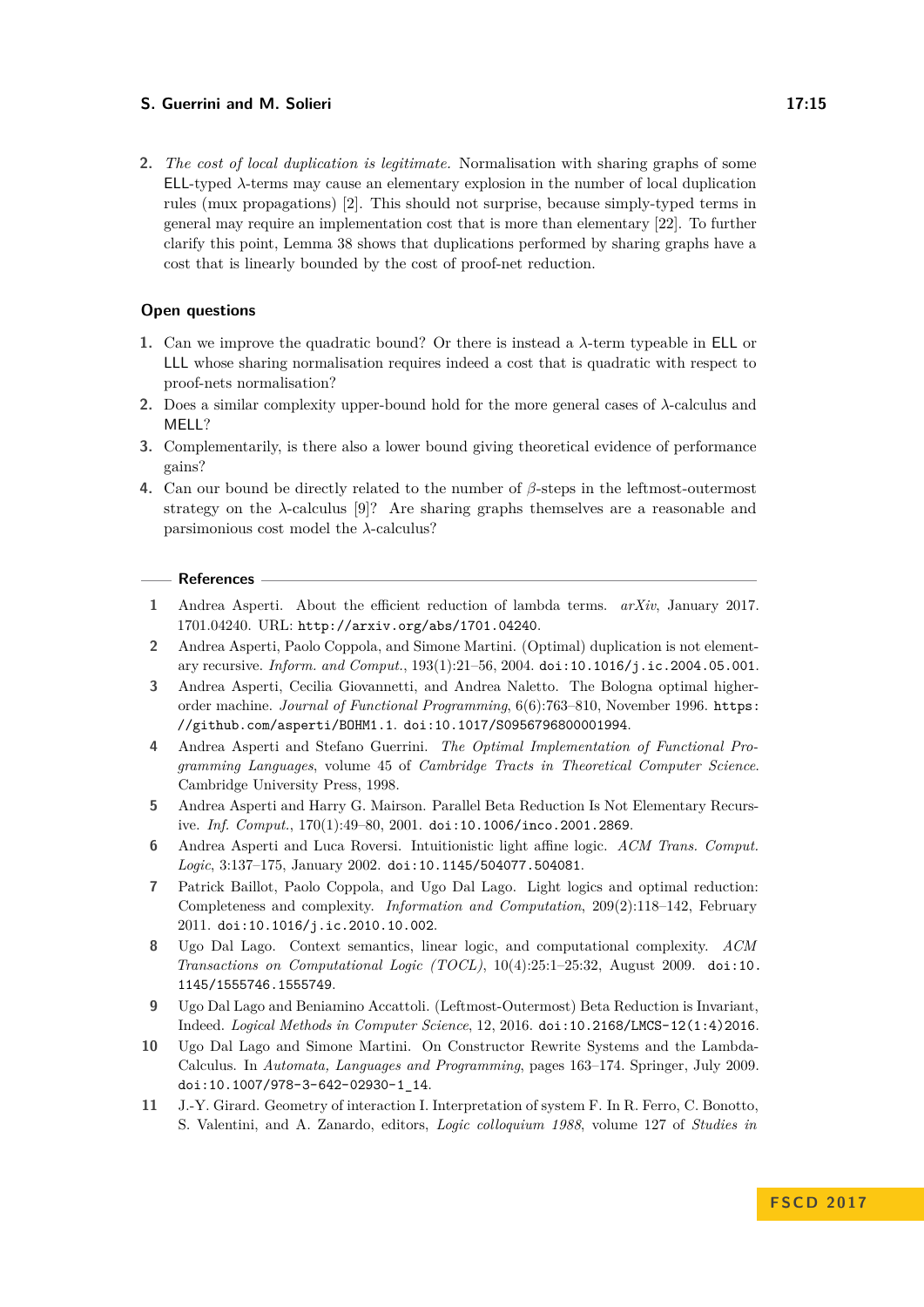2. *The cost of local duplication is legitimate.* Normalisation with sharing graphs of some ELL-typed $\lambda$-terms may cause an elementary explosion in the number of local duplication rules (mux propagations) [2]. This should not surprise, because simply-typed terms in general may require an implementation cost that is more than elementary [22]. To further clarify this point, Lemma 38 shows that duplications performed by sharing graphs have a cost that is linearly bounded by the cost of proof-net reduction.

## Open questions

1. Can we improve the quadratic bound? Or there is instead a $\lambda$-term typeable in ELL or LLL whose sharing normalisation requires indeed a cost that is quadratic with respect to proof-nets normalisation?
2. Does a similar complexity upper-bound hold for the more general cases of $\lambda$-calculus and MELL?
3. Complementarily, is there also a lower bound giving theoretical evidence of performance gains?
4. Can our bound be directly related to the number of $\beta$-steps in the leftmost-outermost strategy on the $\lambda$-calculus [9]? Are sharing graphs themselves are a reasonable and parsimonious cost model the $\lambda$-calculus?

## References

1. Andrea Asperti. About the efficient reduction of lambda terms. *arXiv*, January 2017. 1701.04240. URL: http://arxiv.org/abs/1701.04240.
2. Andrea Asperti, Paolo Coppola, and Simone Martini. (Optimal) duplication is not elementary recursive. *Inform. and Comput.*, 193(1):21–56, 2004. doi:10.1016/j.ic.2004.05.001.
3. Andrea Asperti, Cecilia Giovannetti, and Andrea Naletto. The Bologna optimal higher-order machine. *Journal of Functional Programming*, 6(6):763–810, November 1996. https://github.com/asperti/BOHM1.1. doi:10.1017/S0956796800001994.
4. Andrea Asperti and Stefano Guerrini. *The Optimal Implementation of Functional Programming Languages*, volume 45 of *Cambridge Tracts in Theoretical Computer Science*. Cambridge University Press, 1998.
5. Andrea Asperti and Harry G. Mairson. Parallel Beta Reduction Is Not Elementary Recursive. *Inf. Comput.*, 170(1):49–80, 2001. doi:10.1006/inco.2001.2869.
6. Andrea Asperti and Luca Roversi. Intuitionistic light affine logic. *ACM Trans. Comput. Logic*, 3:137–175, January 2002. doi:10.1145/504077.504081.
7. Patrick Baillot, Paolo Coppola, and Ugo Dal Lago. Light logics and optimal reduction: Completeness and complexity. *Information and Computation*, 209(2):118–142, February 2011. doi:10.1016/j.ic.2010.10.002.
8. Ugo Dal Lago. Context semantics, linear logic, and computational complexity. *ACM Transactions on Computational Logic (TOCL)*, 10(4):25:1–25:32, August 2009. doi:10.1145/1555746.1555749.
9. Ugo Dal Lago and Beniamino Accattoli. (Leftmost-Outermost) Beta Reduction is Invariant, Indeed. *Logical Methods in Computer Science*, 12, 2016. doi:10.2168/LMCS-12(1:4)2016.
10. Ugo Dal Lago and Simone Martini. On Constructor Rewrite Systems and the Lambda-Calculus. In *Automata, Languages and Programming*, pages 163–174. Springer, July 2009. doi:10.1007/978-3-642-02930-1_14.
11. J.-Y. Girard. Geometry of interaction I. Interpretation of system F. In R. Ferro, C. Bonotto, S. Valentini, and A. Zanardo, editors, *Logic colloquium 1988*, volume 127 of *Studies in*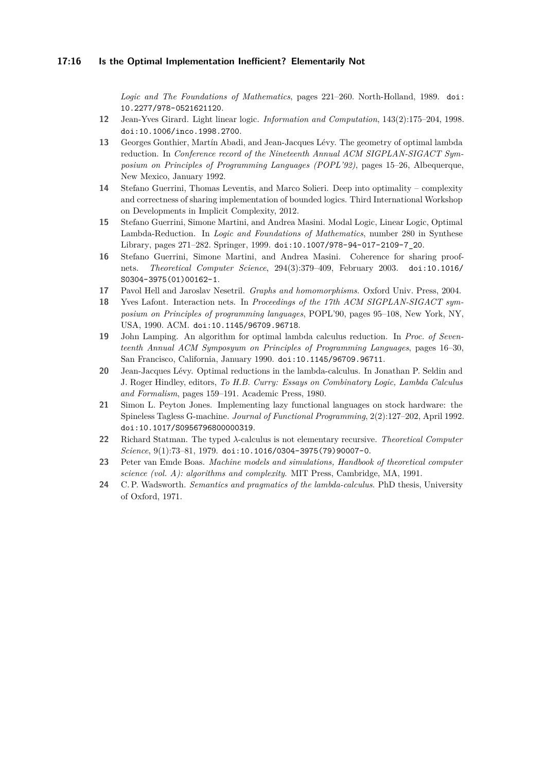*Logic and The Foundations of Mathematics*, pages 221–260. North-Holland, 1989. doi:10.2277/978-0521621120.

12 Jean-Yves Girard. Light linear logic. *Information and Computation*, 143(2):175–204, 1998. doi:10.1006/inco.1998.2700.

13 Georges Gonthier, Martín Abadi, and Jean-Jacques Lévy. The geometry of optimal lambda reduction. In *Conference record of the Nineteenth Annual ACM SIGPLAN-SIGACT Symposium on Principles of Programming Languages (POPL'92)*, pages 15–26, Albequerque, New Mexico, January 1992.

14 Stefano Guerrini, Thomas Leventis, and Marco Solieri. Deep into optimality – complexity and correctness of sharing implementation of bounded logics. Third International Workshop on Developments in Implicit Complexity, 2012.

15 Stefano Guerrini, Simone Martini, and Andrea Masini. Modal Logic, Linear Logic, Optimal Lambda-Reduction. In *Logic and Foundations of Mathematics*, number 280 in Synthese Library, pages 271–282. Springer, 1999. doi:10.1007/978-94-017-2109-7_20.

16 Stefano Guerrini, Simone Martini, and Andrea Masini. Coherence for sharing proof-nets. *Theoretical Computer Science*, 294(3):379–409, February 2003. doi:10.1016/S0304-3975(01)00162-1.

17 Pavol Hell and Jaroslav Nesetril. *Graphs and homomorphisms*. Oxford Univ. Press, 2004.

18 Yves Lafont. Interaction nets. In *Proceedings of the 17th ACM SIGPLAN-SIGACT symposium on Principles of programming languages*, POPL'90, pages 95–108, New York, NY, USA, 1990. ACM. doi:10.1145/96709.96718.

19 John Lamping. An algorithm for optimal lambda calculus reduction. In *Proc. of Seventeenth Annual ACM Symposyum on Principles of Programming Languages*, pages 16–30, San Francisco, California, January 1990. doi:10.1145/96709.96711.

20 Jean-Jacques Lévy. Optimal reductions in the lambda-calculus. In Jonathan P. Seldin and J. Roger Hindley, editors, *To H.B. Curry: Essays on Combinatory Logic, Lambda Calculus and Formalism*, pages 159–191. Academic Press, 1980.

21 Simon L. Peyton Jones. Implementing lazy functional languages on stock hardware: the Spineless Tagless G-machine. *Journal of Functional Programming*, 2(2):127–202, April 1992. doi:10.1017/S0956796800000319.

22 Richard Statman. The typed $\lambda$-calculus is not elementary recursive. *Theoretical Computer Science*, 9(1):73–81, 1979. doi:10.1016/0304-3975(79)90007-0.

23 Peter van Emde Boas. *Machine models and simulations, Handbook of theoretical computer science (vol. A): algorithms and complexity*. MIT Press, Cambridge, MA, 1991.

24 C. P. Wadsworth. *Semantics and pragmatics of the lambda-calculus*. PhD thesis, University of Oxford, 1971.